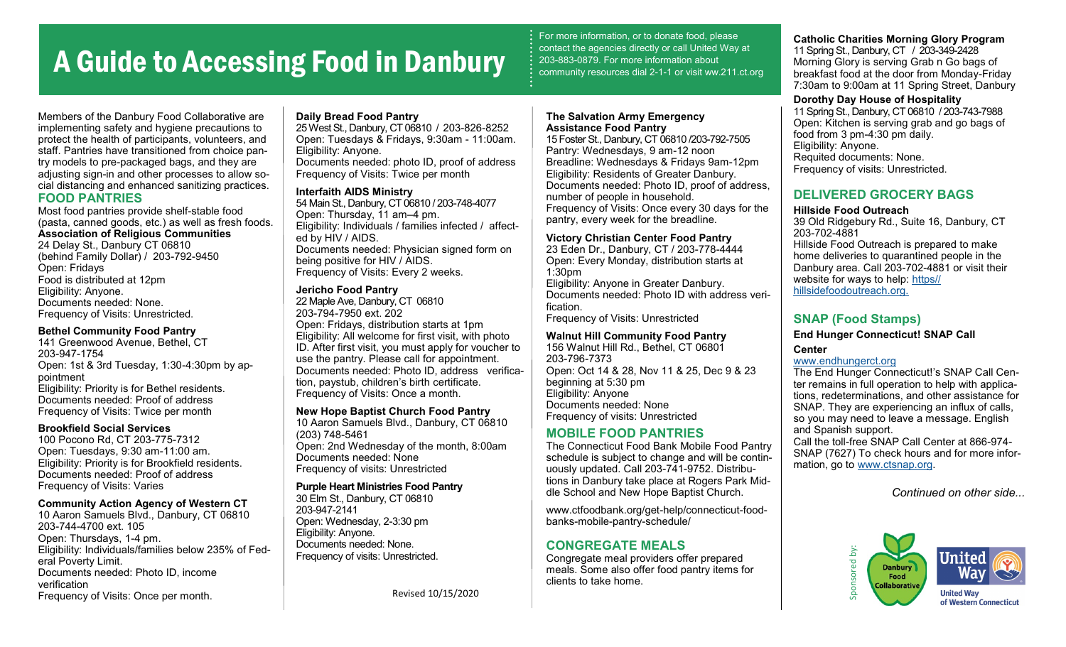# A Guide to Accessing Food in Danbury

For more information, or to donate food, please contact the agencies directly or call United Way at 203-883-0879. For more information about community resources dial 2-1-1 or visit ww.211.ct.org

Members of the Danbury Food Collaborative are implementing safety and hygiene precautions to protect the health of participants, volunteers, and staff. Pantries have transitioned from choice pantry models to pre-packaged bags, and they are adjusting sign-in and other processes to allow social distancing and enhanced sanitizing practices.

## FOOD PANTRIES

Most food pantries provide shelf-stable food (pasta, canned goods, etc.) as well as fresh foods.

**Association of Religious Communities**
24 Delay St., Danbury CT 06810
(behind Family Dollar) / 203-792-9450
Open: Fridays
Food is distributed at 12pm
Eligibility: Anyone.
Documents needed: None.
Frequency of Visits: Unrestricted.

**Bethel Community Food Pantry**
141 Greenwood Avenue, Bethel, CT
203-947-1754
Open: 1st & 3rd Tuesday, 1:30-4:30pm by appointment
Eligibility: Priority is for Bethel residents.
Documents needed: Proof of address
Frequency of Visits: Twice per month

**Brookfield Social Services**
100 Pocono Rd, CT 203-775-7312
Open: Tuesdays, 9:30 am-11:00 am.
Eligibility: Priority is for Brookfield residents.
Documents needed: Proof of address
Frequency of Visits: Varies

**Community Action Agency of Western CT**
10 Aaron Samuels Blvd., Danbury, CT 06810
203-744-4700 ext. 105
Open: Thursdays, 1-4 pm.
Eligibility: Individuals/families below 235% of Federal Poverty Limit.
Documents needed: Photo ID, income verification
Frequency of Visits: Once per month.

**Daily Bread Food Pantry**
25 West St., Danbury, CT 06810 / 203-826-8252
Open: Tuesdays & Fridays, 9:30am - 11:00am.
Eligibility: Anyone.
Documents needed: photo ID, proof of address
Frequency of Visits: Twice per month

**Interfaith AIDS Ministry**
54 Main St., Danbury, CT 06810 / 203-748-4077
Open: Thursday, 11 am–4 pm.
Eligibility: Individuals / families infected / affected by HIV / AIDS.
Documents needed: Physician signed form on being positive for HIV / AIDS.
Frequency of Visits: Every 2 weeks.

**Jericho Food Pantry**
22 Maple Ave, Danbury, CT 06810
203-794-7950 ext. 202
Open: Fridays, distribution starts at 1pm
Eligibility: All welcome for first visit, with photo ID. After first visit, you must apply for voucher to use the pantry. Please call for appointment.
Documents needed: Photo ID, address verification, paystub, children's birth certificate.
Frequency of Visits: Once a month.

**New Hope Baptist Church Food Pantry**
10 Aaron Samuels Blvd., Danbury, CT 06810
(203) 748-5461
Open: 2nd Wednesday of the month, 8:00am
Documents needed: None
Frequency of visits: Unrestricted

**Purple Heart Ministries Food Pantry**
30 Elm St., Danbury, CT 06810
203-947-2141
Open: Wednesday, 2-3:30 pm
Eligibility: Anyone.
Documents needed: None.
Frequency of visits: Unrestricted.

Revised 10/15/2020

**The Salvation Army Emergency Assistance Food Pantry**
15 Foster St., Danbury, CT 06810 /203-792-7505
Pantry: Wednesdays, 9 am-12 noon
Breadline: Wednesdays & Fridays 9am-12pm
Eligibility: Residents of Greater Danbury.
Documents needed: Photo ID, proof of address, number of people in household.
Frequency of Visits: Once every 30 days for the pantry, every week for the breadline.

**Victory Christian Center Food Pantry**
23 Eden Dr., Danbury, CT / 203-778-4444
Open: Every Monday, distribution starts at 1:30pm
Eligibility: Anyone in Greater Danbury.
Documents needed: Photo ID with address verification.
Frequency of Visits: Unrestricted

**Walnut Hill Community Food Pantry**
156 Walnut Hill Rd., Bethel, CT 06801
203-796-7373
Open: Oct 14 & 28, Nov 11 & 25, Dec 9 & 23 beginning at 5:30 pm
Eligibility: Anyone
Documents needed: None
Frequency of visits: Unrestricted

## MOBILE FOOD PANTRIES

The Connecticut Food Bank Mobile Food Pantry schedule is subject to change and will be continuously updated. Call 203-741-9752. Distributions in Danbury take place at Rogers Park Middle School and New Hope Baptist Church.

www.ctfoodbank.org/get-help/connecticut-food-banks-mobile-pantry-schedule/

## CONGREGATE MEALS

Congregate meal providers offer prepared meals. Some also offer food pantry items for clients to take home.

**Catholic Charities Morning Glory Program**
11 Spring St., Danbury, CT / 203-349-2428
Morning Glory is serving Grab n Go bags of breakfast food at the door from Monday-Friday 7:30am to 9:00am at 11 Spring Street, Danbury

**Dorothy Day House of Hospitality**
11 Spring St., Danbury, CT 06810 / 203-743-7988
Open: Kitchen is serving grab and go bags of food from 3 pm-4:30 pm daily.
Eligibility: Anyone.
Requited documents: None.
Frequency of visits: Unrestricted.

## DELIVERED GROCERY BAGS

**Hillside Food Outreach**
39 Old Ridgebury Rd., Suite 16, Danbury, CT
203-702-4881
Hillside Food Outreach is prepared to make home deliveries to quarantined people in the Danbury area. Call 203-702-4881 or visit their website for ways to help: https://hillsidefoodoutreach.org.

## SNAP (Food Stamps)

**End Hunger Connecticut! SNAP Call Center**
www.endhungerct.org
The End Hunger Connecticut!'s SNAP Call Center remains in full operation to help with applications, redeterminations, and other assistance for SNAP. They are experiencing an influx of calls, so you may need to leave a message. English and Spanish support.
Call the toll-free SNAP Call Center at 866-974-SNAP (7627) To check hours and for more information, go to www.ctsnap.org.

*Continued on other side...*

Sponsored by: Danbury Food Collaborative, United Way of Western Connecticut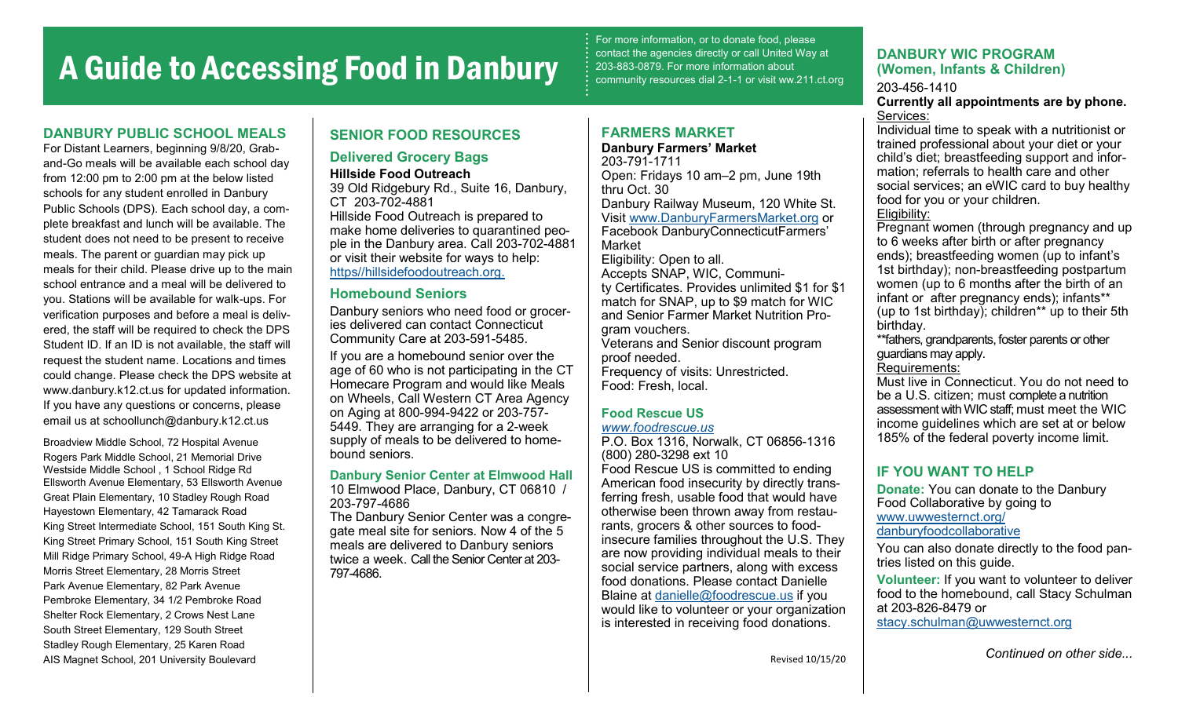# A Guide to Accessing Food in Danbury

For more information, or to donate food, please contact the agencies directly or call United Way at 203-883-0879. For more information about community resources dial 2-1-1 or visit ww.211.ct.org

## DANBURY PUBLIC SCHOOL MEALS

For Distant Learners, beginning 9/8/20, Grab-and-Go meals will be available each school day from 12:00 pm to 2:00 pm at the below listed schools for any student enrolled in Danbury Public Schools (DPS). Each school day, a complete breakfast and lunch will be available. The student does not need to be present to receive meals. The parent or guardian may pick up meals for their child. Please drive up to the main school entrance and a meal will be delivered to you. Stations will be available for walk-ups. For verification purposes and before a meal is delivered, the staff will be required to check the DPS Student ID. If an ID is not available, the staff will request the student name. Locations and times could change. Please check the DPS website at www.danbury.k12.ct.us for updated information. If you have any questions or concerns, please email us at schoollunch@danbury.k12.ct.us

Broadview Middle School, 72 Hospital Avenue
Rogers Park Middle School, 21 Memorial Drive
Westside Middle School , 1 School Ridge Rd
Ellsworth Avenue Elementary, 53 Ellsworth Avenue
Great Plain Elementary, 10 Stadley Rough Road
Hayestown Elementary, 42 Tamarack Road
King Street Intermediate School, 151 South King St.
King Street Primary School, 151 South King Street
Mill Ridge Primary School, 49-A High Ridge Road
Morris Street Elementary, 28 Morris Street
Park Avenue Elementary, 82 Park Avenue
Pembroke Elementary, 34 1/2 Pembroke Road
Shelter Rock Elementary, 2 Crows Nest Lane
South Street Elementary, 129 South Street
Stadley Rough Elementary, 25 Karen Road
AIS Magnet School, 201 University Boulevard

## SENIOR FOOD RESOURCES

### Delivered Grocery Bags

**Hillside Food Outreach**
39 Old Ridgebury Rd., Suite 16, Danbury, CT 203-702-4881
Hillside Food Outreach is prepared to make home deliveries to quarantined people in the Danbury area. Call 203-702-4881 or visit their website for ways to help: https//hillsidefoodoutreach.org.

### Homebound Seniors

Danbury seniors who need food or groceries delivered can contact Connecticut Community Care at 203-591-5485.

If you are a homebound senior over the age of 60 who is not participating in the CT Homecare Program and would like Meals on Wheels, Call Western CT Area Agency on Aging at 800-994-9422 or 203-757-5449. They are arranging for a 2-week supply of meals to be delivered to homebound seniors.

### Danbury Senior Center at Elmwood Hall

10 Elmwood Place, Danbury, CT 06810 / 203-797-4686
The Danbury Senior Center was a congregate meal site for seniors. Now 4 of the 5 meals are delivered to Danbury seniors twice a week. Call the Senior Center at 203-797-4686.

## FARMERS MARKET

**Danbury Farmers' Market**
203-791-1711
Open: Fridays 10 am–2 pm, June 19th thru Oct. 30
Danbury Railway Museum, 120 White St.
Visit www.DanburyFarmersMarket.org or Facebook DanburyConnecticutFarmers' Market
Eligibility: Open to all.
Accepts SNAP, WIC, Community Certificates. Provides unlimited $1 for $1 match for SNAP, up to $9 match for WIC and Senior Farmer Market Nutrition Program vouchers.
Veterans and Senior discount program proof needed.
Frequency of visits: Unrestricted.
Food: Fresh, local.

### Food Rescue US

*www.foodrescue.us*
P.O. Box 1316, Norwalk, CT 06856-1316
(800) 280-3298 ext 10
Food Rescue US is committed to ending American food insecurity by directly transferring fresh, usable food that would have otherwise been thrown away from restaurants, grocers & other sources to food-insecure families throughout the U.S. They are now providing individual meals to their social service partners, along with excess food donations. Please contact Danielle Blaine at danielle@foodrescue.us if you would like to volunteer or your organization is interested in receiving food donations.

Revised 10/15/20

## DANBURY WIC PROGRAM (Women, Infants & Children)

203-456-1410
**Currently all appointments are by phone.**

Services:
Individual time to speak with a nutritionist or trained professional about your diet or your child's diet; breastfeeding support and information; referrals to health care and other social services; an eWIC card to buy healthy food for you or your children.

Eligibility:
Pregnant women (through pregnancy and up to 6 weeks after birth or after pregnancy ends); breastfeeding women (up to infant's 1st birthday); non-breastfeeding postpartum women (up to 6 months after the birth of an infant or after pregnancy ends); infants** (up to 1st birthday); children** up to their 5th birthday.
**fathers, grandparents, foster parents or other guardians may apply.

Requirements:
Must live in Connecticut. You do not need to be a U.S. citizen; must complete a nutrition assessment with WIC staff; must meet the WIC income guidelines which are set at or below 185% of the federal poverty income limit.

## IF YOU WANT TO HELP

**Donate:** You can donate to the Danbury Food Collaborative by going to www.uwwesternct.org/danburyfoodcollaborative

You can also donate directly to the food pantries listed on this guide.

**Volunteer:** If you want to volunteer to deliver food to the homebound, call Stacy Schulman at 203-826-8479 or stacy.schulman@uwwesternct.org

*Continued on other side...*